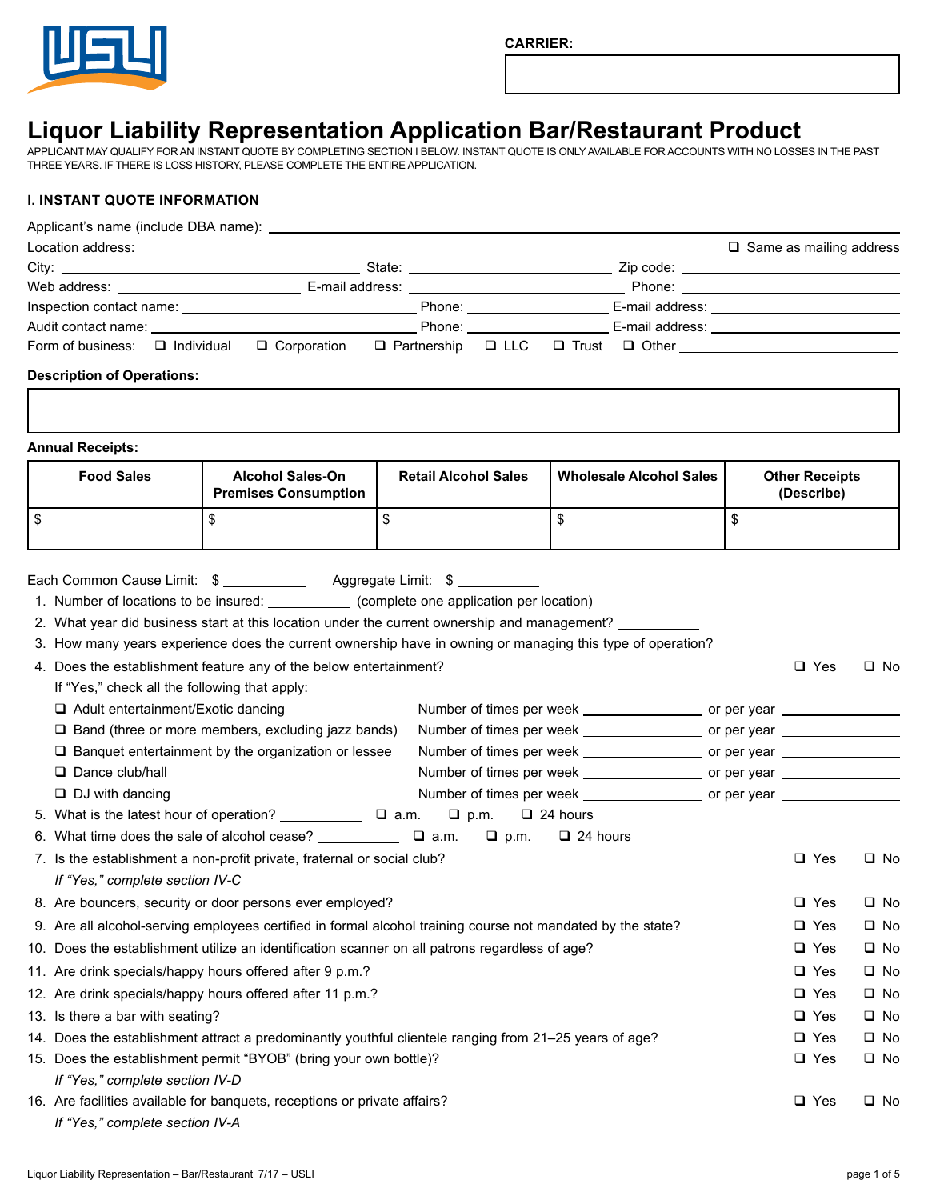**CARRIER:** ____________________

# Liquor Liability Representation Application Bar/Restaurant Product

APPLICANT MAY QUALIFY FOR AN INSTANT QUOTE BY COMPLETING SECTION I BELOW. INSTANT QUOTE IS ONLY AVAILABLE FOR ACCOUNTS WITH NO LOSSES IN THE PAST THREE YEARS. IF THERE IS LOSS HISTORY, PLEASE COMPLETE THE ENTIRE APPLICATION.

## I. INSTANT QUOTE INFORMATION

Applicant's name (include DBA name): ____________________

Location address: ____________________ ❑ Same as mailing address

City: ____________________ State: ____________________ Zip code: ____________________

Web address: ____________________ E-mail address: ____________________ Phone: ____________________

Inspection contact name: ____________________ Phone: ____________________ E-mail address: ____________________

Audit contact name: ____________________ Phone: ____________________ E-mail address: ____________________

Form of business: ❑ Individual ❑ Corporation ❑ Partnership ❑ LLC ❑ Trust ❑ Other ____________________

**Description of Operations:**

____________________

**Annual Receipts:**

| Food Sales | Alcohol Sales-On Premises Consumption | Retail Alcohol Sales | Wholesale Alcohol Sales | Other Receipts (Describe) |
|---|---|---|---|---|
| $ | $ | $ | $ | $ |

Each Common Cause Limit: $ __________ Aggregate Limit: $ __________

1. Number of locations to be insured: __________ (complete one application per location)
2. What year did business start at this location under the current ownership and management? __________
3. How many years experience does the current ownership have in owning or managing this type of operation? __________
4. Does the establishment feature any of the below entertainment? ❑ Yes ❑ No

   If "Yes," check all the following that apply:
   - ❑ Adult entertainment/Exotic dancing — Number of times per week __________ or per year __________
   - ❑ Band (three or more members, excluding jazz bands) — Number of times per week __________ or per year __________
   - ❑ Banquet entertainment by the organization or lessee — Number of times per week __________ or per year __________
   - ❑ Dance club/hall — Number of times per week __________ or per year __________
   - ❑ DJ with dancing — Number of times per week __________ or per year __________
5. What is the latest hour of operation? __________ ❑ a.m. ❑ p.m. ❑ 24 hours
6. What time does the sale of alcohol cease? __________ ❑ a.m. ❑ p.m. ❑ 24 hours
7. Is the establishment a non-profit private, fraternal or social club? ❑ Yes ❑ No

   *If "Yes," complete section IV-C*
8. Are bouncers, security or door persons ever employed? ❑ Yes ❑ No
9. Are all alcohol-serving employees certified in formal alcohol training course not mandated by the state? ❑ Yes ❑ No
10. Does the establishment utilize an identification scanner on all patrons regardless of age? ❑ Yes ❑ No
11. Are drink specials/happy hours offered after 9 p.m.? ❑ Yes ❑ No
12. Are drink specials/happy hours offered after 11 p.m.? ❑ Yes ❑ No
13. Is there a bar with seating? ❑ Yes ❑ No
14. Does the establishment attract a predominantly youthful clientele ranging from 21–25 years of age? ❑ Yes ❑ No
15. Does the establishment permit "BYOB" (bring your own bottle)? ❑ Yes ❑ No

    *If "Yes," complete section IV-D*
16. Are facilities available for banquets, receptions or private affairs? ❑ Yes ❑ No

    *If "Yes," complete section IV-A*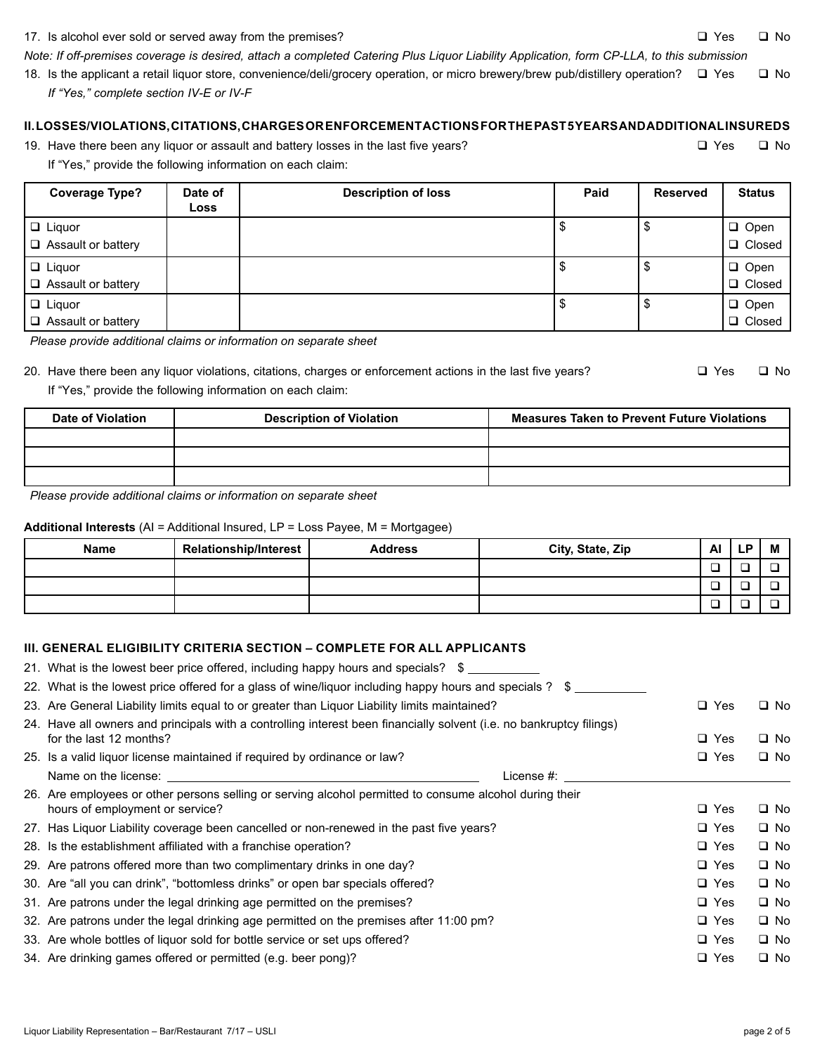17. Is alcohol ever sold or served away from the premises? ❑ Yes ❑ No

*Note: If off-premises coverage is desired, attach a completed Catering Plus Liquor Liability Application, form CP-LLA, to this submission*

18. Is the applicant a retail liquor store, convenience/deli/grocery operation, or micro brewery/brew pub/distillery operation? ❑ Yes ❑ No
    *If "Yes," complete section IV-E or IV-F*

## II. LOSSES/VIOLATIONS, CITATIONS, CHARGES OR ENFORCEMENT ACTIONS FOR THE PAST 5 YEARS AND ADDITIONAL INSUREDS

19. Have there been any liquor or assault and battery losses in the last five years? ❑ Yes ❑ No
    If "Yes," provide the following information on each claim:

| Coverage Type? | Date of Loss | Description of loss | Paid | Reserved | Status |
|---|---|---|---|---|---|
| ❑ Liquor ❑ Assault or battery | | | $ | $ | ❑ Open ❑ Closed |
| ❑ Liquor ❑ Assault or battery | | | $ | $ | ❑ Open ❑ Closed |
| ❑ Liquor ❑ Assault or battery | | | $ | $ | ❑ Open ❑ Closed |

*Please provide additional claims or information on separate sheet*

20. Have there been any liquor violations, citations, charges or enforcement actions in the last five years? ❑ Yes ❑ No
    If "Yes," provide the following information on each claim:

| Date of Violation | Description of Violation | Measures Taken to Prevent Future Violations |
|---|---|---|
| | | |
| | | |
| | | |

*Please provide additional claims or information on separate sheet*

**Additional Interests** (AI = Additional Insured, LP = Loss Payee, M = Mortgagee)

| Name | Relationship/Interest | Address | City, State, Zip | AI | LP | M |
|---|---|---|---|---|---|---|
| | | | | ❑ | ❑ | ❑ |
| | | | | ❑ | ❑ | ❑ |
| | | | | ❑ | ❑ | ❑ |

## III. GENERAL ELIGIBILITY CRITERIA SECTION – COMPLETE FOR ALL APPLICANTS

21. What is the lowest beer price offered, including happy hours and specials? $ ___________
22. What is the lowest price offered for a glass of wine/liquor including happy hours and specials ? $ ___________
23. Are General Liability limits equal to or greater than Liquor Liability limits maintained? ❑ Yes ❑ No
24. Have all owners and principals with a controlling interest been financially solvent (i.e. no bankruptcy filings) for the last 12 months? ❑ Yes ❑ No
25. Is a valid liquor license maintained if required by ordinance or law? ❑ Yes ❑ No
    Name on the license: ______________________________ License #: ______________________________
26. Are employees or other persons selling or serving alcohol permitted to consume alcohol during their hours of employment or service? ❑ Yes ❑ No
27. Has Liquor Liability coverage been cancelled or non-renewed in the past five years? ❑ Yes ❑ No
28. Is the establishment affiliated with a franchise operation? ❑ Yes ❑ No
29. Are patrons offered more than two complimentary drinks in one day? ❑ Yes ❑ No
30. Are "all you can drink", "bottomless drinks" or open bar specials offered? ❑ Yes ❑ No
31. Are patrons under the legal drinking age permitted on the premises? ❑ Yes ❑ No
32. Are patrons under the legal drinking age permitted on the premises after 11:00 pm? ❑ Yes ❑ No
33. Are whole bottles of liquor sold for bottle service or set ups offered? ❑ Yes ❑ No
34. Are drinking games offered or permitted (e.g. beer pong)? ❑ Yes ❑ No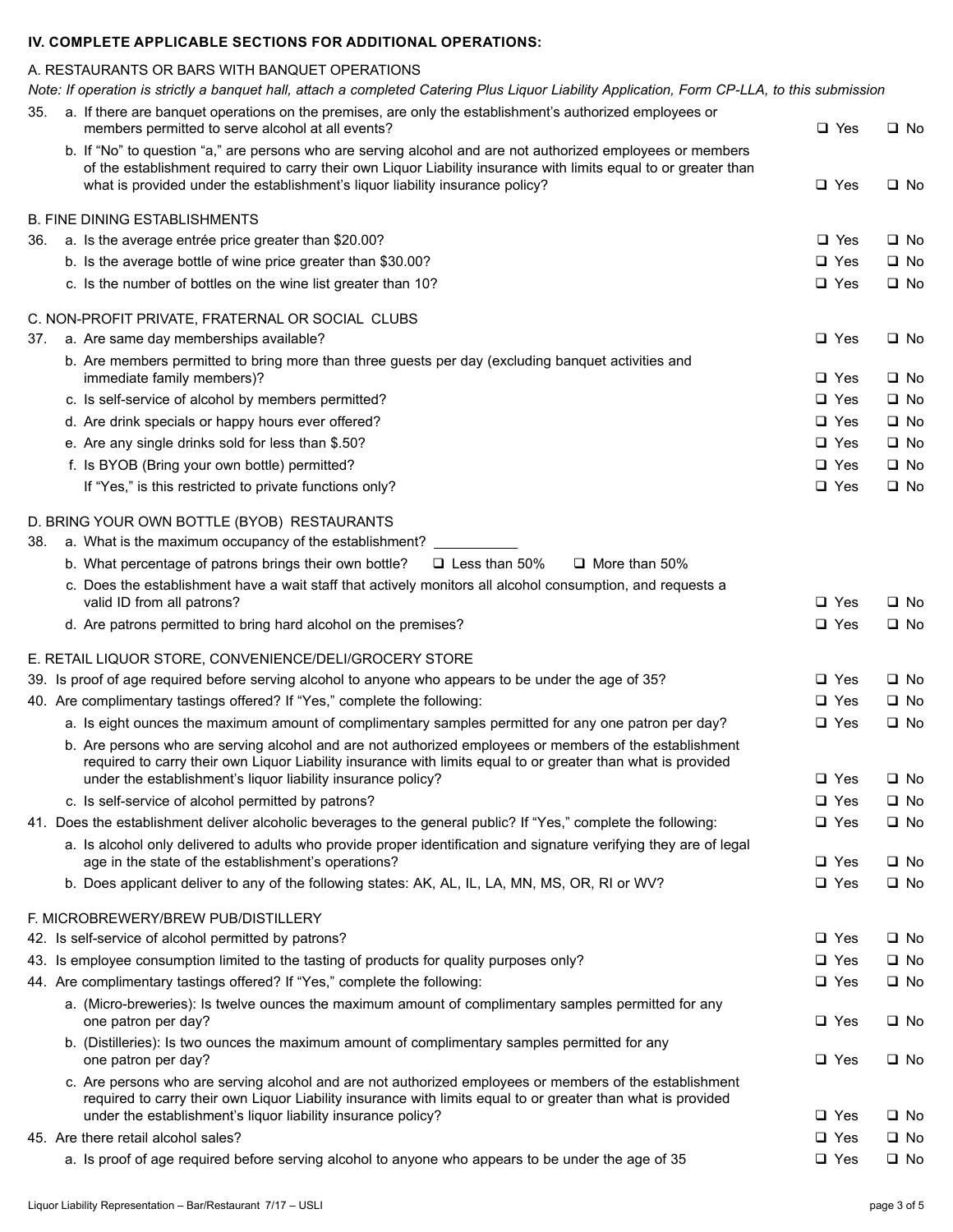## IV. COMPLETE APPLICABLE SECTIONS FOR ADDITIONAL OPERATIONS:

### A. RESTAURANTS OR BARS WITH BANQUET OPERATIONS

*Note: If operation is strictly a banquet hall, attach a completed Catering Plus Liquor Liability Application, Form CP-LLA, to this submission*

35. a. If there are banquet operations on the premises, are only the establishment's authorized employees or members permitted to serve alcohol at all events? ❑ Yes ❑ No
    b. If "No" to question "a," are persons who are serving alcohol and are not authorized employees or members of the establishment required to carry their own Liquor Liability insurance with limits equal to or greater than what is provided under the establishment's liquor liability insurance policy? ❑ Yes ❑ No

### B. FINE DINING ESTABLISHMENTS

36. a. Is the average entrée price greater than $20.00? ❑ Yes ❑ No
    b. Is the average bottle of wine price greater than $30.00? ❑ Yes ❑ No
    c. Is the number of bottles on the wine list greater than 10? ❑ Yes ❑ No

### C. NON-PROFIT PRIVATE, FRATERNAL OR SOCIAL CLUBS

37. a. Are same day memberships available? ❑ Yes ❑ No
    b. Are members permitted to bring more than three guests per day (excluding banquet activities and immediate family members)? ❑ Yes ❑ No
    c. Is self-service of alcohol by members permitted? ❑ Yes ❑ No
    d. Are drink specials or happy hours ever offered? ❑ Yes ❑ No
    e. Are any single drinks sold for less than $.50? ❑ Yes ❑ No
    f. Is BYOB (Bring your own bottle) permitted? ❑ Yes ❑ No
    If "Yes," is this restricted to private functions only? ❑ Yes ❑ No

### D. BRING YOUR OWN BOTTLE (BYOB) RESTAURANTS

38. a. What is the maximum occupancy of the establishment? ___________
    b. What percentage of patrons brings their own bottle? ❑ Less than 50% ❑ More than 50%
    c. Does the establishment have a wait staff that actively monitors all alcohol consumption, and requests a valid ID from all patrons? ❑ Yes ❑ No
    d. Are patrons permitted to bring hard alcohol on the premises? ❑ Yes ❑ No

### E. RETAIL LIQUOR STORE, CONVENIENCE/DELI/GROCERY STORE

39. Is proof of age required before serving alcohol to anyone who appears to be under the age of 35? ❑ Yes ❑ No
40. Are complimentary tastings offered? If "Yes," complete the following: ❑ Yes ❑ No
    a. Is eight ounces the maximum amount of complimentary samples permitted for any one patron per day? ❑ Yes ❑ No
    b. Are persons who are serving alcohol and are not authorized employees or members of the establishment required to carry their own Liquor Liability insurance with limits equal to or greater than what is provided under the establishment's liquor liability insurance policy? ❑ Yes ❑ No
    c. Is self-service of alcohol permitted by patrons? ❑ Yes ❑ No
41. Does the establishment deliver alcoholic beverages to the general public? If "Yes," complete the following: ❑ Yes ❑ No
    a. Is alcohol only delivered to adults who provide proper identification and signature verifying they are of legal age in the state of the establishment's operations? ❑ Yes ❑ No
    b. Does applicant deliver to any of the following states: AK, AL, IL, LA, MN, MS, OR, RI or WV? ❑ Yes ❑ No

### F. MICROBREWERY/BREW PUB/DISTILLERY

42. Is self-service of alcohol permitted by patrons? ❑ Yes ❑ No
43. Is employee consumption limited to the tasting of products for quality purposes only? ❑ Yes ❑ No
44. Are complimentary tastings offered? If "Yes," complete the following: ❑ Yes ❑ No
    a. (Micro-breweries): Is twelve ounces the maximum amount of complimentary samples permitted for any one patron per day? ❑ Yes ❑ No
    b. (Distilleries): Is two ounces the maximum amount of complimentary samples permitted for any one patron per day? ❑ Yes ❑ No
    c. Are persons who are serving alcohol and are not authorized employees or members of the establishment required to carry their own Liquor Liability insurance with limits equal to or greater than what is provided under the establishment's liquor liability insurance policy? ❑ Yes ❑ No
45. Are there retail alcohol sales? ❑ Yes ❑ No
    a. Is proof of age required before serving alcohol to anyone who appears to be under the age of 35 ❑ Yes ❑ No

Liquor Liability Representation – Bar/Restaurant 7/17 – USLI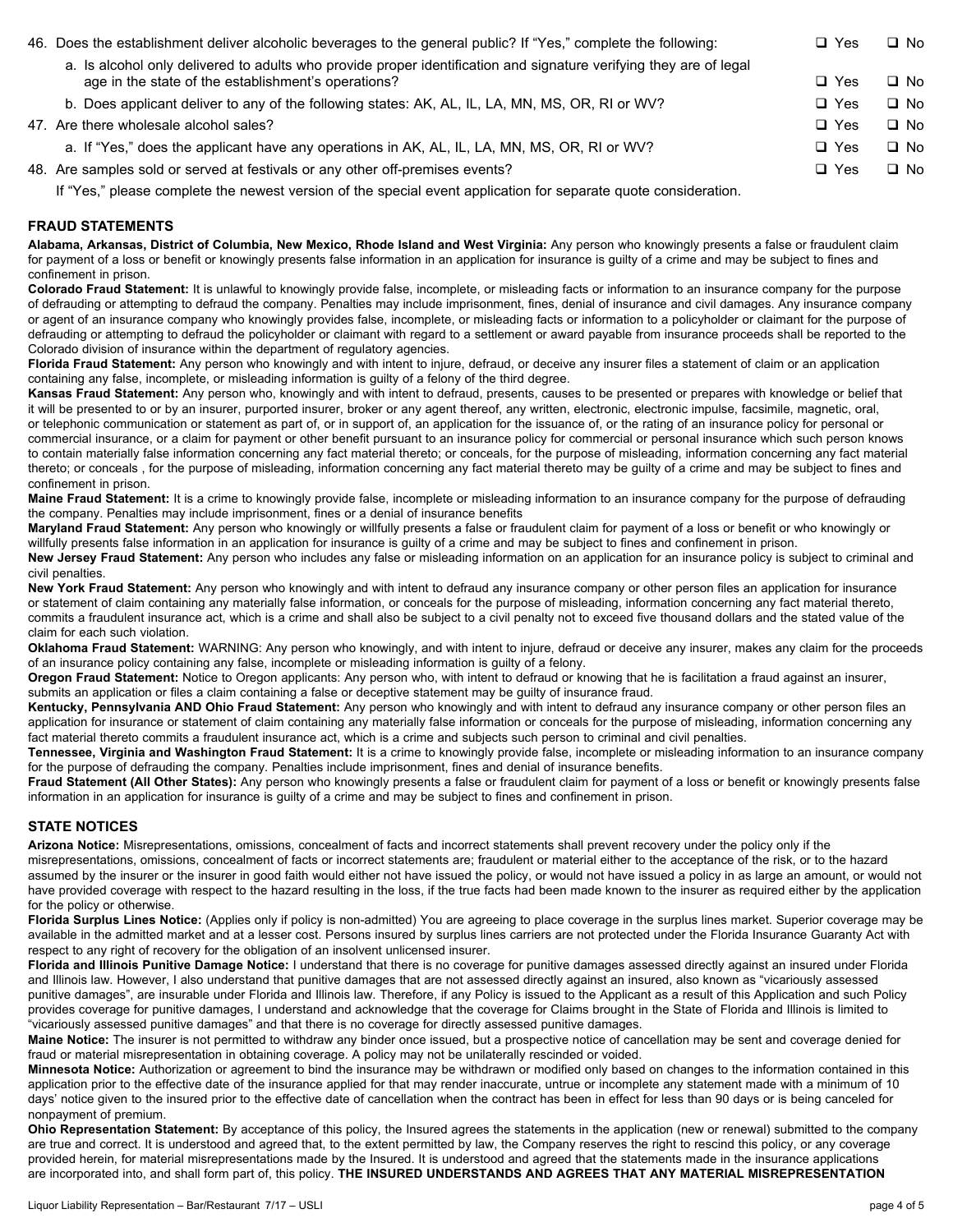46. Does the establishment deliver alcoholic beverages to the general public? If "Yes," complete the following: ❑ Yes ❑ No
   a. Is alcohol only delivered to adults who provide proper identification and signature verifying they are of legal age in the state of the establishment's operations? ❑ Yes ❑ No
   b. Does applicant deliver to any of the following states: AK, AL, IL, LA, MN, MS, OR, RI or WV? ❑ Yes ❑ No
47. Are there wholesale alcohol sales? ❑ Yes ❑ No
   a. If "Yes," does the applicant have any operations in AK, AL, IL, LA, MN, MS, OR, RI or WV? ❑ Yes ❑ No
48. Are samples sold or served at festivals or any other off-premises events? ❑ Yes ❑ No
   If "Yes," please complete the newest version of the special event application for separate quote consideration.

## FRAUD STATEMENTS

**Alabama, Arkansas, District of Columbia, New Mexico, Rhode Island and West Virginia:** Any person who knowingly presents a false or fraudulent claim for payment of a loss or benefit or knowingly presents false information in an application for insurance is guilty of a crime and may be subject to fines and confinement in prison.

**Colorado Fraud Statement:** It is unlawful to knowingly provide false, incomplete, or misleading facts or information to an insurance company for the purpose of defrauding or attempting to defraud the company. Penalties may include imprisonment, fines, denial of insurance and civil damages. Any insurance company or agent of an insurance company who knowingly provides false, incomplete, or misleading facts or information to a policyholder or claimant for the purpose of defrauding or attempting to defraud the policyholder or claimant with regard to a settlement or award payable from insurance proceeds shall be reported to the Colorado division of insurance within the department of regulatory agencies.

**Florida Fraud Statement:** Any person who knowingly and with intent to injure, defraud, or deceive any insurer files a statement of claim or an application containing any false, incomplete, or misleading information is guilty of a felony of the third degree.

**Kansas Fraud Statement:** Any person who, knowingly and with intent to defraud, presents, causes to be presented or prepares with knowledge or belief that it will be presented to or by an insurer, purported insurer, broker or any agent thereof, any written, electronic, electronic impulse, facsimile, magnetic, oral, or telephonic communication or statement as part of, or in support of, an application for the issuance of, or the rating of an insurance policy for personal or commercial insurance, or a claim for payment or other benefit pursuant to an insurance policy for commercial or personal insurance which such person knows to contain materially false information concerning any fact material thereto; or conceals, for the purpose of misleading, information concerning any fact material thereto; or conceals , for the purpose of misleading, information concerning any fact material thereto may be guilty of a crime and may be subject to fines and confinement in prison.

**Maine Fraud Statement:** It is a crime to knowingly provide false, incomplete or misleading information to an insurance company for the purpose of defrauding the company. Penalties may include imprisonment, fines or a denial of insurance benefits

**Maryland Fraud Statement:** Any person who knowingly or willfully presents a false or fraudulent claim for payment of a loss or benefit or who knowingly or willfully presents false information in an application for insurance is guilty of a crime and may be subject to fines and confinement in prison.

**New Jersey Fraud Statement:** Any person who includes any false or misleading information on an application for an insurance policy is subject to criminal and civil penalties.

**New York Fraud Statement:** Any person who knowingly and with intent to defraud any insurance company or other person files an application for insurance or statement of claim containing any materially false information, or conceals for the purpose of misleading, information concerning any fact material thereto, commits a fraudulent insurance act, which is a crime and shall also be subject to a civil penalty not to exceed five thousand dollars and the stated value of the claim for each such violation.

**Oklahoma Fraud Statement:** WARNING: Any person who knowingly, and with intent to injure, defraud or deceive any insurer, makes any claim for the proceeds of an insurance policy containing any false, incomplete or misleading information is guilty of a felony.

**Oregon Fraud Statement:** Notice to Oregon applicants: Any person who, with intent to defraud or knowing that he is facilitation a fraud against an insurer, submits an application or files a claim containing a false or deceptive statement may be guilty of insurance fraud.

**Kentucky, Pennsylvania AND Ohio Fraud Statement:** Any person who knowingly and with intent to defraud any insurance company or other person files an application for insurance or statement of claim containing any materially false information or conceals for the purpose of misleading, information concerning any fact material thereto commits a fraudulent insurance act, which is a crime and subjects such person to criminal and civil penalties.

**Tennessee, Virginia and Washington Fraud Statement:** It is a crime to knowingly provide false, incomplete or misleading information to an insurance company for the purpose of defrauding the company. Penalties include imprisonment, fines and denial of insurance benefits.

**Fraud Statement (All Other States):** Any person who knowingly presents a false or fraudulent claim for payment of a loss or benefit or knowingly presents false information in an application for insurance is guilty of a crime and may be subject to fines and confinement in prison.

## STATE NOTICES

**Arizona Notice:** Misrepresentations, omissions, concealment of facts and incorrect statements shall prevent recovery under the policy only if the misrepresentations, omissions, concealment of facts or incorrect statements are; fraudulent or material either to the acceptance of the risk, or to the hazard assumed by the insurer or the insurer in good faith would either not have issued the policy, or would not have issued a policy in as large an amount, or would not have provided coverage with respect to the hazard resulting in the loss, if the true facts had been made known to the insurer as required either by the application for the policy or otherwise.

**Florida Surplus Lines Notice:** (Applies only if policy is non-admitted) You are agreeing to place coverage in the surplus lines market. Superior coverage may be available in the admitted market and at a lesser cost. Persons insured by surplus lines carriers are not protected under the Florida Insurance Guaranty Act with respect to any right of recovery for the obligation of an insolvent unlicensed insurer.

**Florida and Illinois Punitive Damage Notice:** I understand that there is no coverage for punitive damages assessed directly against an insured under Florida and Illinois law. However, I also understand that punitive damages that are not assessed directly against an insured, also known as "vicariously assessed punitive damages", are insurable under Florida and Illinois law. Therefore, if any Policy is issued to the Applicant as a result of this Application and such Policy provides coverage for punitive damages, I understand and acknowledge that the coverage for Claims brought in the State of Florida and Illinois is limited to "vicariously assessed punitive damages" and that there is no coverage for directly assessed punitive damages.

**Maine Notice:** The insurer is not permitted to withdraw any binder once issued, but a prospective notice of cancellation may be sent and coverage denied for fraud or material misrepresentation in obtaining coverage. A policy may not be unilaterally rescinded or voided.

**Minnesota Notice:** Authorization or agreement to bind the insurance may be withdrawn or modified only based on changes to the information contained in this application prior to the effective date of the insurance applied for that may render inaccurate, untrue or incomplete any statement made with a minimum of 10 days' notice given to the insured prior to the effective date of cancellation when the contract has been in effect for less than 90 days or is being canceled for nonpayment of premium.

**Ohio Representation Statement:** By acceptance of this policy, the Insured agrees the statements in the application (new or renewal) submitted to the company are true and correct. It is understood and agreed that, to the extent permitted by law, the Company reserves the right to rescind this policy, or any coverage provided herein, for material misrepresentations made by the Insured. It is understood and agreed that the statements made in the insurance applications are incorporated into, and shall form part of, this policy. **THE INSURED UNDERSTANDS AND AGREES THAT ANY MATERIAL MISREPRESENTATION**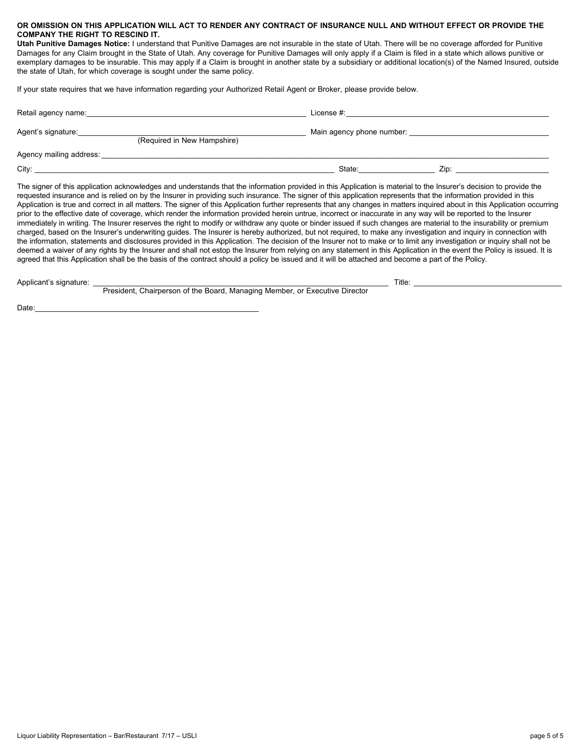**OR OMISSION ON THIS APPLICATION WILL ACT TO RENDER ANY CONTRACT OF INSURANCE NULL AND WITHOUT EFFECT OR PROVIDE THE COMPANY THE RIGHT TO RESCIND IT.**

**Utah Punitive Damages Notice:** I understand that Punitive Damages are not insurable in the state of Utah. There will be no coverage afforded for Punitive Damages for any Claim brought in the State of Utah. Any coverage for Punitive Damages will only apply if a Claim is filed in a state which allows punitive or exemplary damages to be insurable. This may apply if a Claim is brought in another state by a subsidiary or additional location(s) of the Named Insured, outside the state of Utah, for which coverage is sought under the same policy.

If your state requires that we have information regarding your Authorized Retail Agent or Broker, please provide below.

Retail agency name:______________________________ License #:______________________________

Agent's signature:______________________________ Main agency phone number: ______________________________
(Required in New Hampshire)

Agency mailing address: ______________________________

City: ______________________________ State:______________ Zip: ______________

The signer of this application acknowledges and understands that the information provided in this Application is material to the Insurer's decision to provide the requested insurance and is relied on by the Insurer in providing such insurance. The signer of this application represents that the information provided in this Application is true and correct in all matters. The signer of this Application further represents that any changes in matters inquired about in this Application occurring prior to the effective date of coverage, which render the information provided herein untrue, incorrect or inaccurate in any way will be reported to the Insurer immediately in writing. The Insurer reserves the right to modify or withdraw any quote or binder issued if such changes are material to the insurability or premium charged, based on the Insurer's underwriting guides. The Insurer is hereby authorized, but not required, to make any investigation and inquiry in connection with the information, statements and disclosures provided in this Application. The decision of the Insurer not to make or to limit any investigation or inquiry shall not be deemed a waiver of any rights by the Insurer and shall not estop the Insurer from relying on any statement in this Application in the event the Policy is issued. It is agreed that this Application shall be the basis of the contract should a policy be issued and it will be attached and become a part of the Policy.

Applicant's signature: ______________________________ Title: ______________________________
President, Chairperson of the Board, Managing Member, or Executive Director

Date:______________________________

Liquor Liability Representation – Bar/Restaurant 7/17 – USLI